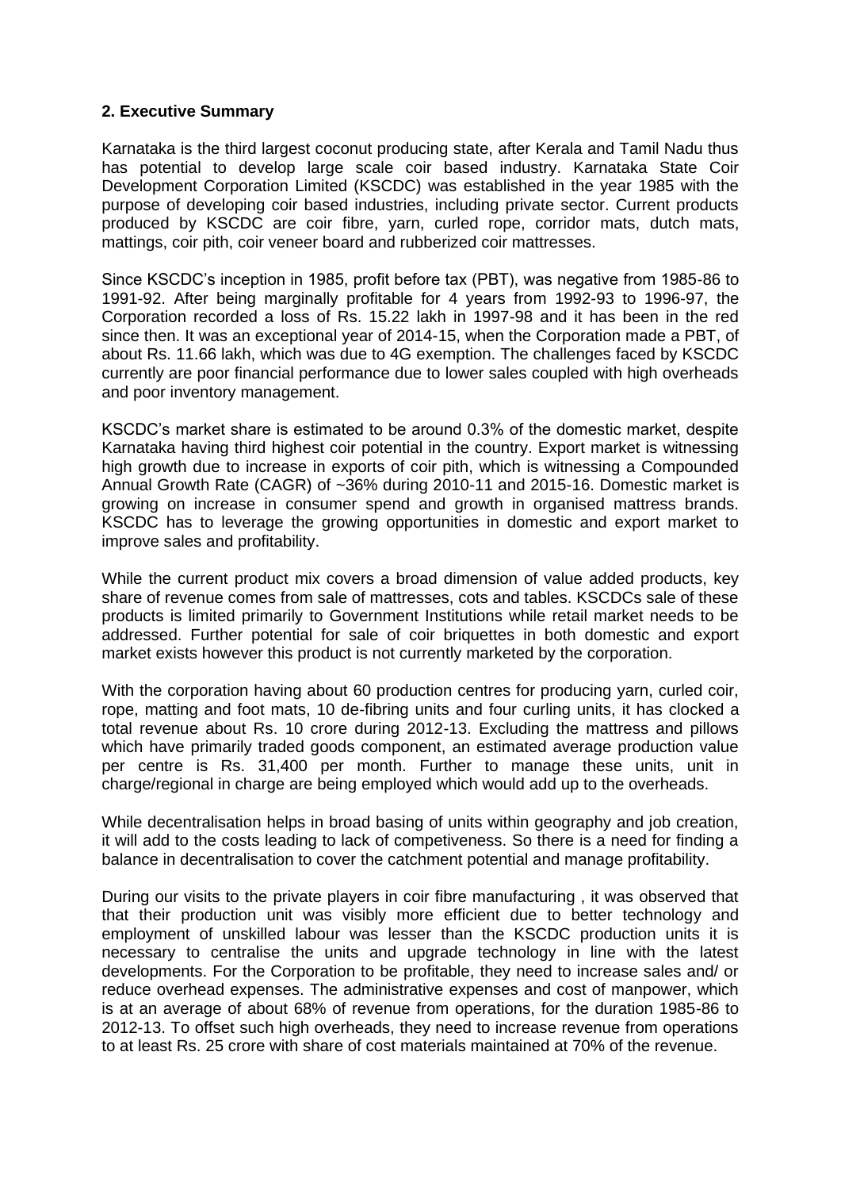## 2. Executive Summary

Karnataka is the third largest coconut producing state, after Kerala and Tamil Nadu thus has potential to develop large scale coir based industry. Karnataka State Coir Development Corporation Limited (KSCDC) was established in the year 1985 with the purpose of developing coir based industries, including private sector. Current products produced by KSCDC are coir fibre, yarn, curled rope, corridor mats, dutch mats, mattings, coir pith, coir veneer board and rubberized coir mattresses.

Since KSCDC's inception in 1985, profit before tax (PBT), was negative from 1985-86 to 1991-92. After being marginally profitable for 4 years from 1992-93 to 1996-97, the Corporation recorded a loss of Rs. 15.22 lakh in 1997-98 and it has been in the red since then. It was an exceptional year of 2014-15, when the Corporation made a PBT, of about Rs. 11.66 lakh, which was due to 4G exemption. The challenges faced by KSCDC currently are poor financial performance due to lower sales coupled with high overheads and poor inventory management.

KSCDC's market share is estimated to be around 0.3% of the domestic market, despite Karnataka having third highest coir potential in the country. Export market is witnessing high growth due to increase in exports of coir pith, which is witnessing a Compounded Annual Growth Rate (CAGR) of ~36% during 2010-11 and 2015-16. Domestic market is growing on increase in consumer spend and growth in organised mattress brands. KSCDC has to leverage the growing opportunities in domestic and export market to improve sales and profitability.

While the current product mix covers a broad dimension of value added products, key share of revenue comes from sale of mattresses, cots and tables. KSCDCs sale of these products is limited primarily to Government Institutions while retail market needs to be addressed. Further potential for sale of coir briquettes in both domestic and export market exists however this product is not currently marketed by the corporation.

With the corporation having about 60 production centres for producing yarn, curled coir, rope, matting and foot mats, 10 de-fibring units and four curling units, it has clocked a total revenue about Rs. 10 crore during 2012-13. Excluding the mattress and pillows which have primarily traded goods component, an estimated average production value per centre is Rs. 31,400 per month. Further to manage these units, unit in charge/regional in charge are being employed which would add up to the overheads.

While decentralisation helps in broad basing of units within geography and job creation, it will add to the costs leading to lack of competiveness. So there is a need for finding a balance in decentralisation to cover the catchment potential and manage profitability.

During our visits to the private players in coir fibre manufacturing , it was observed that that their production unit was visibly more efficient due to better technology and employment of unskilled labour was lesser than the KSCDC production units it is necessary to centralise the units and upgrade technology in line with the latest developments. For the Corporation to be profitable, they need to increase sales and/ or reduce overhead expenses. The administrative expenses and cost of manpower, which is at an average of about 68% of revenue from operations, for the duration 1985-86 to 2012-13. To offset such high overheads, they need to increase revenue from operations to at least Rs. 25 crore with share of cost materials maintained at 70% of the revenue.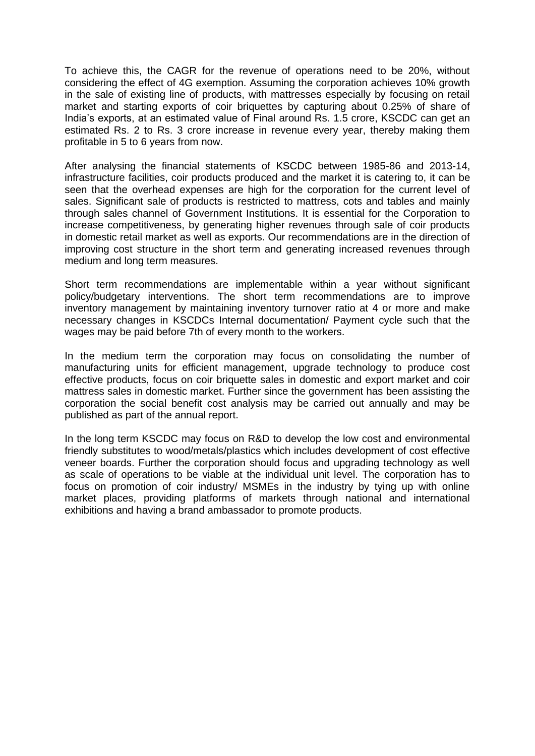To achieve this, the CAGR for the revenue of operations need to be 20%, without considering the effect of 4G exemption. Assuming the corporation achieves 10% growth in the sale of existing line of products, with mattresses especially by focusing on retail market and starting exports of coir briquettes by capturing about 0.25% of share of India's exports, at an estimated value of Final around Rs. 1.5 crore, KSCDC can get an estimated Rs. 2 to Rs. 3 crore increase in revenue every year, thereby making them profitable in 5 to 6 years from now.

After analysing the financial statements of KSCDC between 1985-86 and 2013-14, infrastructure facilities, coir products produced and the market it is catering to, it can be seen that the overhead expenses are high for the corporation for the current level of sales. Significant sale of products is restricted to mattress, cots and tables and mainly through sales channel of Government Institutions. It is essential for the Corporation to increase competitiveness, by generating higher revenues through sale of coir products in domestic retail market as well as exports. Our recommendations are in the direction of improving cost structure in the short term and generating increased revenues through medium and long term measures.

Short term recommendations are implementable within a year without significant policy/budgetary interventions. The short term recommendations are to improve inventory management by maintaining inventory turnover ratio at 4 or more and make necessary changes in KSCDCs Internal documentation/ Payment cycle such that the wages may be paid before 7th of every month to the workers.

In the medium term the corporation may focus on consolidating the number of manufacturing units for efficient management, upgrade technology to produce cost effective products, focus on coir briquette sales in domestic and export market and coir mattress sales in domestic market. Further since the government has been assisting the corporation the social benefit cost analysis may be carried out annually and may be published as part of the annual report.

In the long term KSCDC may focus on R&D to develop the low cost and environmental friendly substitutes to wood/metals/plastics which includes development of cost effective veneer boards. Further the corporation should focus and upgrading technology as well as scale of operations to be viable at the individual unit level. The corporation has to focus on promotion of coir industry/ MSMEs in the industry by tying up with online market places, providing platforms of markets through national and international exhibitions and having a brand ambassador to promote products.